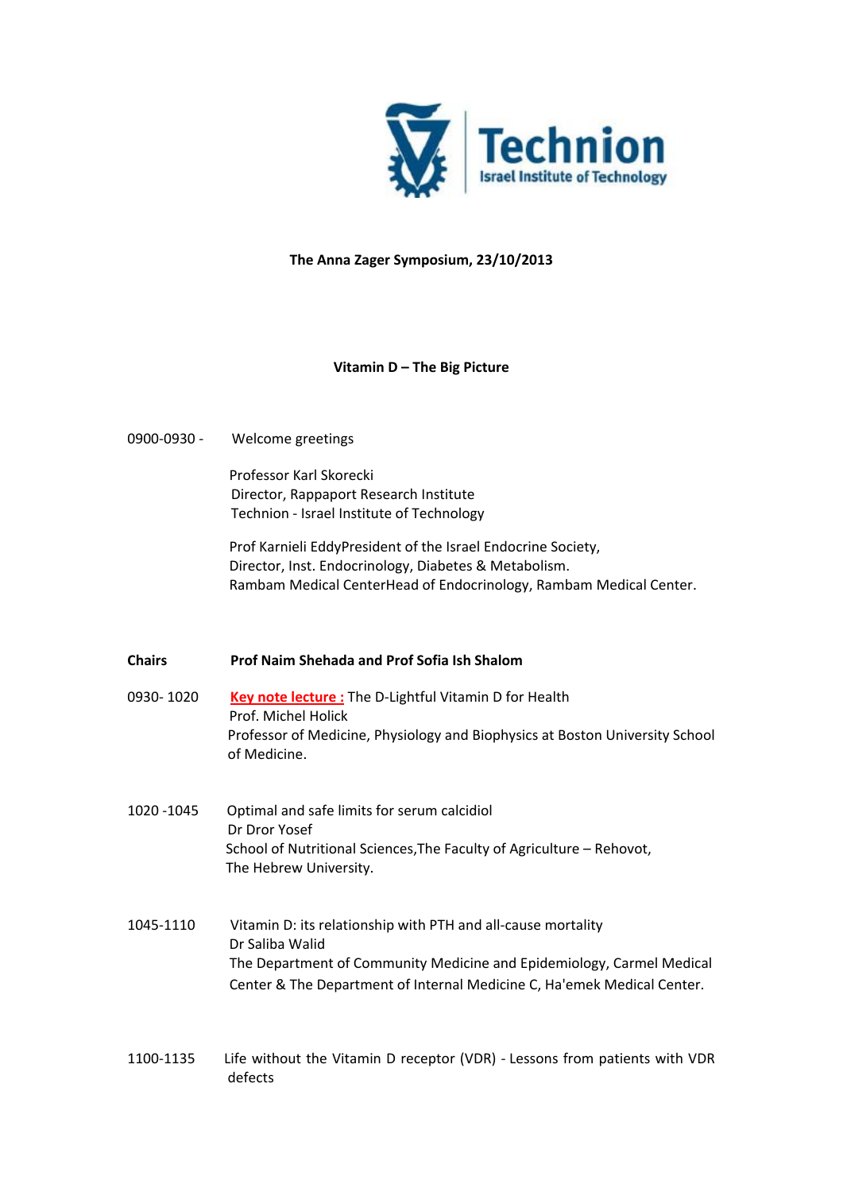Technion
Israel Institute of Technology

**The Anna Zager Symposium, 23/10/2013**

**Vitamin D – The Big Picture**

0900-0930 - Welcome greetings

Professor Karl Skorecki
Director, Rappaport Research Institute
Technion - Israel Institute of Technology

Prof Karnieli EddyPresident of the Israel Endocrine Society,
Director, Inst. Endocrinology, Diabetes & Metabolism.
Rambam Medical CenterHead of Endocrinology, Rambam Medical Center.

**Chairs** **Prof Naim Shehada and Prof Sofia Ish Shalom**

0930- 1020 **Key note lecture :** The D-Lightful Vitamin D for Health
Prof. Michel Holick
Professor of Medicine, Physiology and Biophysics at Boston University School of Medicine.

1020 -1045 Optimal and safe limits for serum calcidiol
Dr Dror Yosef
School of Nutritional Sciences,The Faculty of Agriculture – Rehovot,
The Hebrew University.

1045-1110 Vitamin D: its relationship with PTH and all-cause mortality
Dr Saliba Walid
The Department of Community Medicine and Epidemiology, Carmel Medical Center & The Department of Internal Medicine C, Ha'emek Medical Center.

1100-1135 Life without the Vitamin D receptor (VDR) - Lessons from patients with VDR defects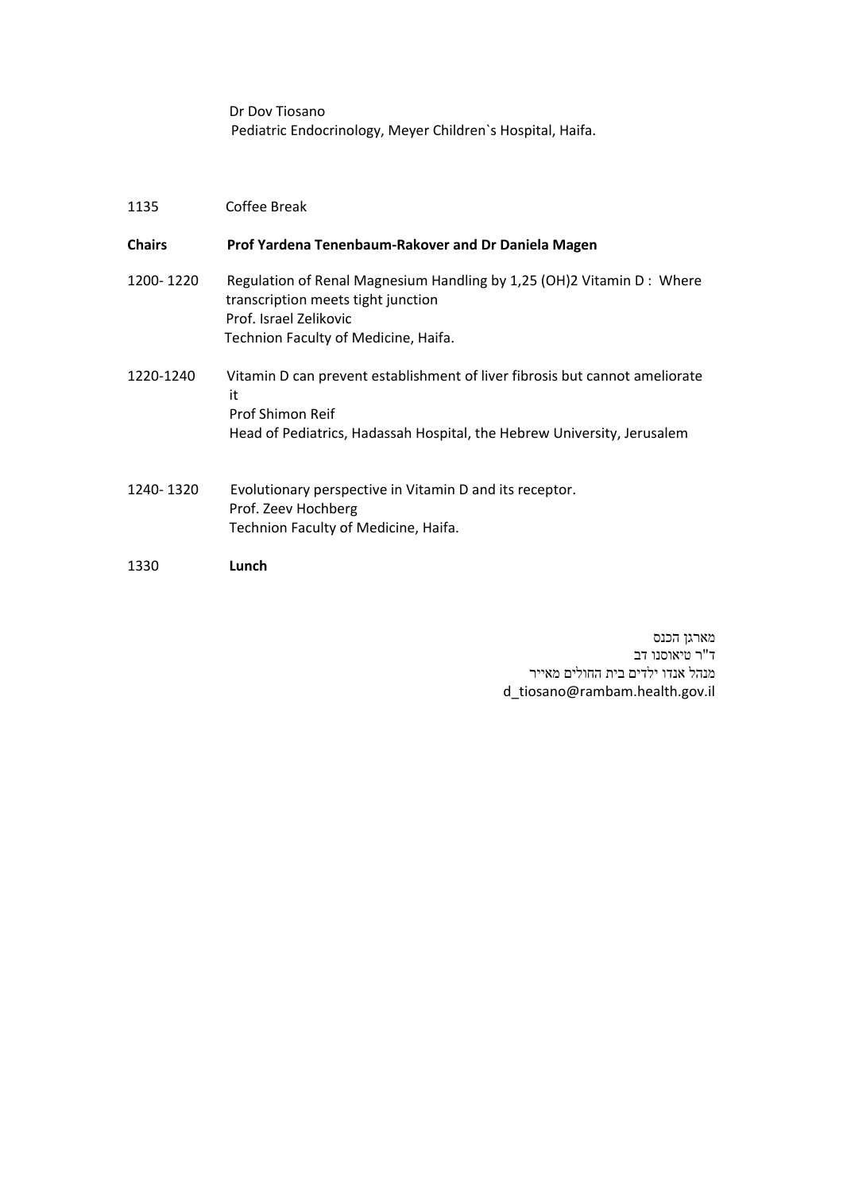Dr Dov Tiosano
Pediatric Endocrinology, Meyer Children`s Hospital, Haifa.

1135 Coffee Break

**Chairs** **Prof Yardena Tenenbaum-Rakover and Dr Daniela Magen**

1200- 1220 Regulation of Renal Magnesium Handling by 1,25 (OH)2 Vitamin D : Where transcription meets tight junction
Prof. Israel Zelikovic
Technion Faculty of Medicine, Haifa.

1220-1240 Vitamin D can prevent establishment of liver fibrosis but cannot ameliorate it
Prof Shimon Reif
Head of Pediatrics, Hadassah Hospital, the Hebrew University, Jerusalem

1240- 1320 Evolutionary perspective in Vitamin D and its receptor.
Prof. Zeev Hochberg
Technion Faculty of Medicine, Haifa.

1330 **Lunch**

מארגן הכנס
ד"ר טיאוסנו דב
מנהל אנדו ילדים בית החולים מאייר
d_tiosano@rambam.health.gov.il